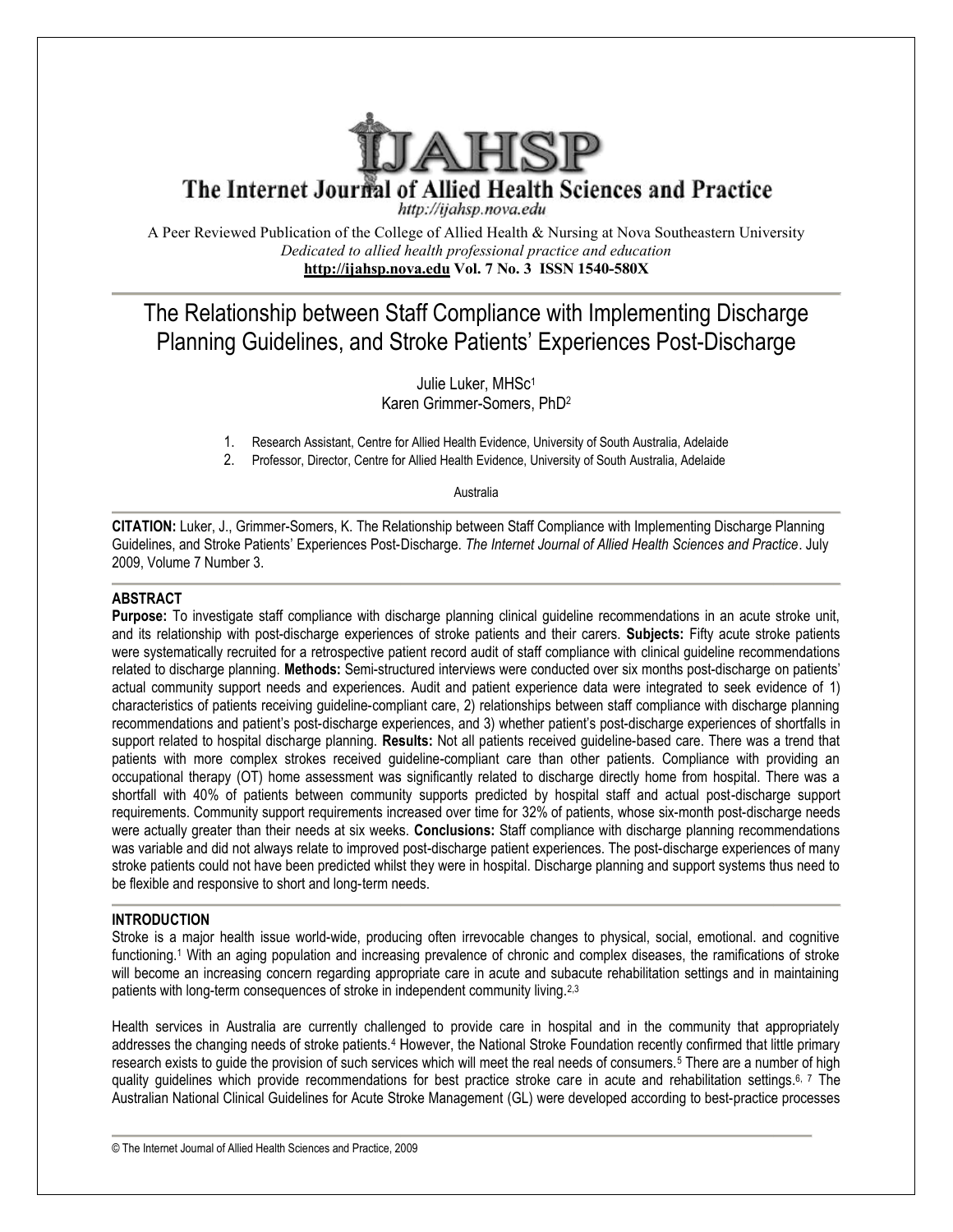# The Internet Journal of Allied Health Sciences and Practice

http://ijahsp.nova.edu

A Peer Reviewed Publication of the College of Allied Health & Nursing at Nova Southeastern University
*Dedicated to allied health professional practice and education*
**http://ijahsp.nova.edu Vol. 7 No. 3 ISSN 1540-580X**

## The Relationship between Staff Compliance with Implementing Discharge Planning Guidelines, and Stroke Patients' Experiences Post-Discharge

Julie Luker, MHSc[1]
Karen Grimmer-Somers, PhD[2]

1. Research Assistant, Centre for Allied Health Evidence, University of South Australia, Adelaide
2. Professor, Director, Centre for Allied Health Evidence, University of South Australia, Adelaide

Australia

**CITATION:** Luker, J., Grimmer-Somers, K. The Relationship between Staff Compliance with Implementing Discharge Planning Guidelines, and Stroke Patients' Experiences Post-Discharge. *The Internet Journal of Allied Health Sciences and Practice*. July 2009, Volume 7 Number 3.

### ABSTRACT

**Purpose:** To investigate staff compliance with discharge planning clinical guideline recommendations in an acute stroke unit, and its relationship with post-discharge experiences of stroke patients and their carers. **Subjects:** Fifty acute stroke patients were systematically recruited for a retrospective patient record audit of staff compliance with clinical guideline recommendations related to discharge planning. **Methods:** Semi-structured interviews were conducted over six months post-discharge on patients' actual community support needs and experiences. Audit and patient experience data were integrated to seek evidence of 1) characteristics of patients receiving guideline-compliant care, 2) relationships between staff compliance with discharge planning recommendations and patient's post-discharge experiences, and 3) whether patient's post-discharge experiences of shortfalls in support related to hospital discharge planning. **Results:** Not all patients received guideline-based care. There was a trend that patients with more complex strokes received guideline-compliant care than other patients. Compliance with providing an occupational therapy (OT) home assessment was significantly related to discharge directly home from hospital. There was a shortfall with 40% of patients between community supports predicted by hospital staff and actual post-discharge support requirements. Community support requirements increased over time for 32% of patients, whose six-month post-discharge needs were actually greater than their needs at six weeks. **Conclusions:** Staff compliance with discharge planning recommendations was variable and did not always relate to improved post-discharge patient experiences. The post-discharge experiences of many stroke patients could not have been predicted whilst they were in hospital. Discharge planning and support systems thus need to be flexible and responsive to short and long-term needs.

### INTRODUCTION

Stroke is a major health issue world-wide, producing often irrevocable changes to physical, social, emotional. and cognitive functioning.[1] With an aging population and increasing prevalence of chronic and complex diseases, the ramifications of stroke will become an increasing concern regarding appropriate care in acute and subacute rehabilitation settings and in maintaining patients with long-term consequences of stroke in independent community living.[2,3]

Health services in Australia are currently challenged to provide care in hospital and in the community that appropriately addresses the changing needs of stroke patients.[4] However, the National Stroke Foundation recently confirmed that little primary research exists to guide the provision of such services which will meet the real needs of consumers.[5] There are a number of high quality guidelines which provide recommendations for best practice stroke care in acute and rehabilitation settings.[6, 7] The Australian National Clinical Guidelines for Acute Stroke Management (GL) were developed according to best-practice processes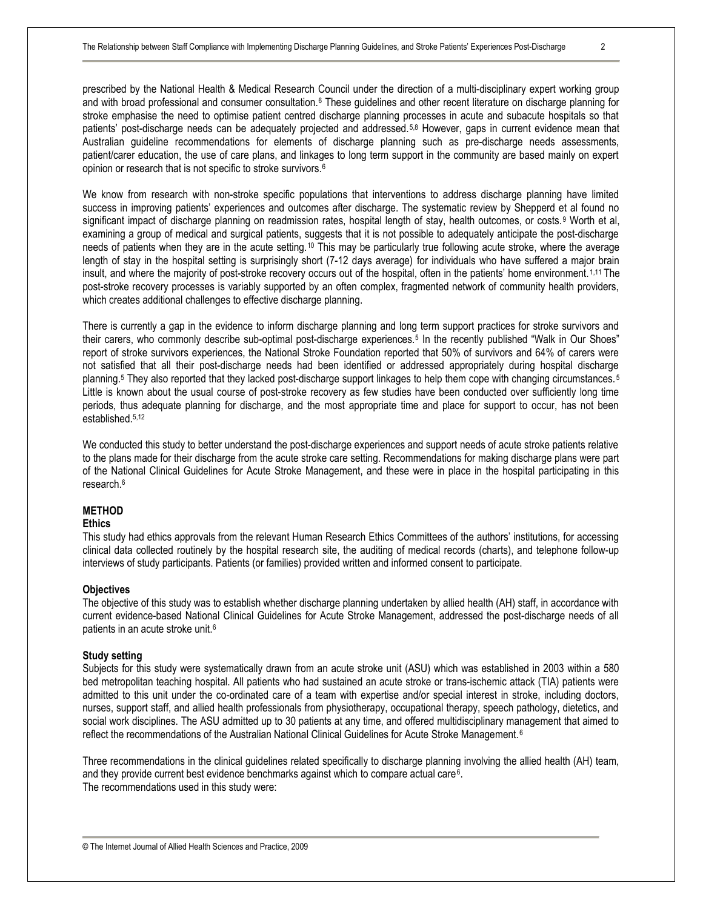prescribed by the National Health & Medical Research Council under the direction of a multi-disciplinary expert working group and with broad professional and consumer consultation.[6] These guidelines and other recent literature on discharge planning for stroke emphasise the need to optimise patient centred discharge planning processes in acute and subacute hospitals so that patients' post-discharge needs can be adequately projected and addressed.[5,8] However, gaps in current evidence mean that Australian guideline recommendations for elements of discharge planning such as pre-discharge needs assessments, patient/carer education, the use of care plans, and linkages to long term support in the community are based mainly on expert opinion or research that is not specific to stroke survivors.[6]

We know from research with non-stroke specific populations that interventions to address discharge planning have limited success in improving patients' experiences and outcomes after discharge. The systematic review by Shepperd et al found no significant impact of discharge planning on readmission rates, hospital length of stay, health outcomes, or costs.[9] Worth et al, examining a group of medical and surgical patients, suggests that it is not possible to adequately anticipate the post-discharge needs of patients when they are in the acute setting.[10] This may be particularly true following acute stroke, where the average length of stay in the hospital setting is surprisingly short (7-12 days average) for individuals who have suffered a major brain insult, and where the majority of post-stroke recovery occurs out of the hospital, often in the patients' home environment.[1,11] The post-stroke recovery processes is variably supported by an often complex, fragmented network of community health providers, which creates additional challenges to effective discharge planning.

There is currently a gap in the evidence to inform discharge planning and long term support practices for stroke survivors and their carers, who commonly describe sub-optimal post-discharge experiences.[5] In the recently published "Walk in Our Shoes" report of stroke survivors experiences, the National Stroke Foundation reported that 50% of survivors and 64% of carers were not satisfied that all their post-discharge needs had been identified or addressed appropriately during hospital discharge planning.[5] They also reported that they lacked post-discharge support linkages to help them cope with changing circumstances.[5] Little is known about the usual course of post-stroke recovery as few studies have been conducted over sufficiently long time periods, thus adequate planning for discharge, and the most appropriate time and place for support to occur, has not been established.[5,12]

We conducted this study to better understand the post-discharge experiences and support needs of acute stroke patients relative to the plans made for their discharge from the acute stroke care setting. Recommendations for making discharge plans were part of the National Clinical Guidelines for Acute Stroke Management, and these were in place in the hospital participating in this research.[6]

## METHOD

### Ethics

This study had ethics approvals from the relevant Human Research Ethics Committees of the authors' institutions, for accessing clinical data collected routinely by the hospital research site, the auditing of medical records (charts), and telephone follow-up interviews of study participants. Patients (or families) provided written and informed consent to participate.

### Objectives

The objective of this study was to establish whether discharge planning undertaken by allied health (AH) staff, in accordance with current evidence-based National Clinical Guidelines for Acute Stroke Management, addressed the post-discharge needs of all patients in an acute stroke unit.[6]

### Study setting

Subjects for this study were systematically drawn from an acute stroke unit (ASU) which was established in 2003 within a 580 bed metropolitan teaching hospital. All patients who had sustained an acute stroke or trans-ischemic attack (TIA) patients were admitted to this unit under the co-ordinated care of a team with expertise and/or special interest in stroke, including doctors, nurses, support staff, and allied health professionals from physiotherapy, occupational therapy, speech pathology, dietetics, and social work disciplines. The ASU admitted up to 30 patients at any time, and offered multidisciplinary management that aimed to reflect the recommendations of the Australian National Clinical Guidelines for Acute Stroke Management.[6]

Three recommendations in the clinical guidelines related specifically to discharge planning involving the allied health (AH) team, and they provide current best evidence benchmarks against which to compare actual care[6].
The recommendations used in this study were: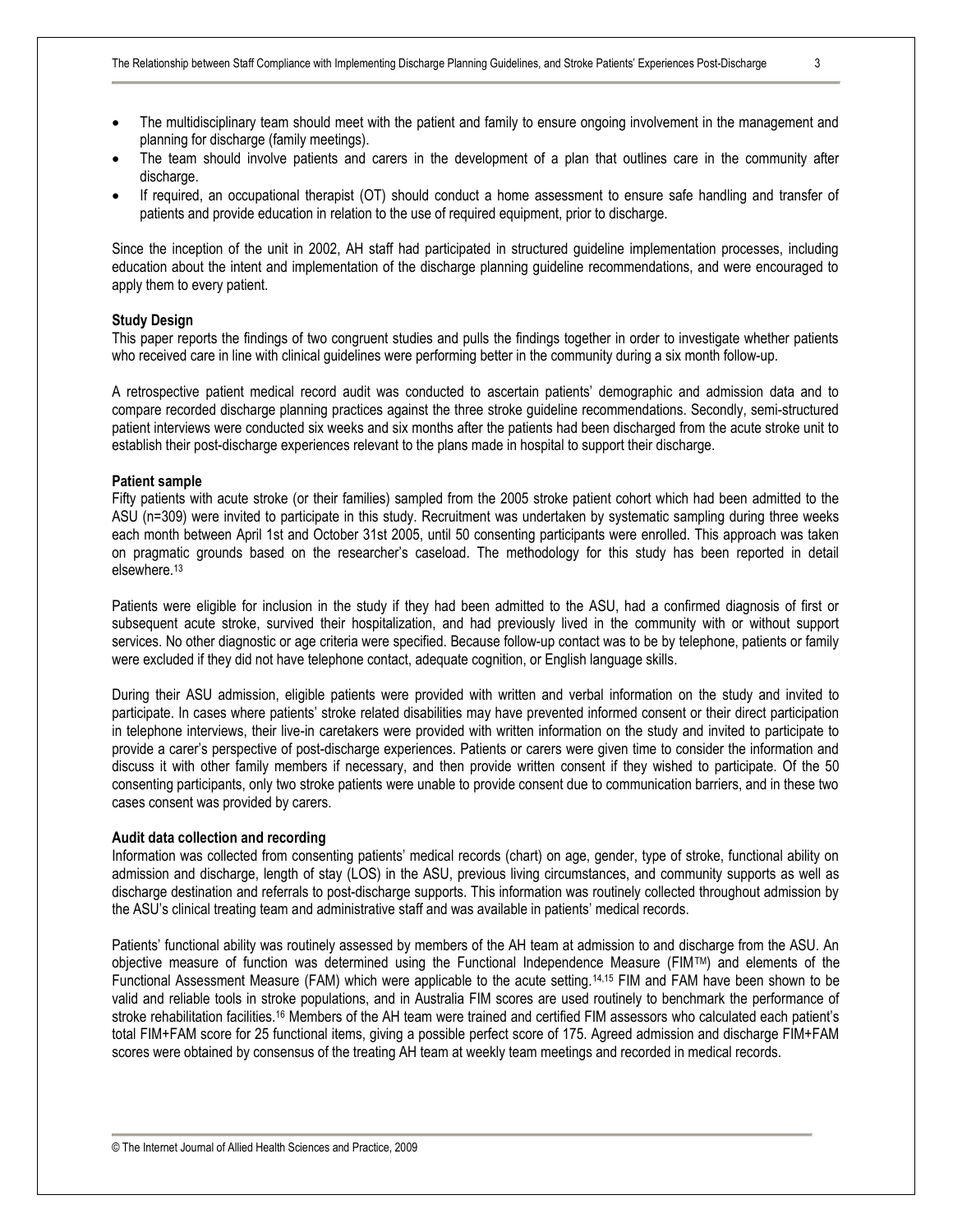- The multidisciplinary team should meet with the patient and family to ensure ongoing involvement in the management and planning for discharge (family meetings).
- The team should involve patients and carers in the development of a plan that outlines care in the community after discharge.
- If required, an occupational therapist (OT) should conduct a home assessment to ensure safe handling and transfer of patients and provide education in relation to the use of required equipment, prior to discharge.

Since the inception of the unit in 2002, AH staff had participated in structured guideline implementation processes, including education about the intent and implementation of the discharge planning guideline recommendations, and were encouraged to apply them to every patient.

**Study Design**

This paper reports the findings of two congruent studies and pulls the findings together in order to investigate whether patients who received care in line with clinical guidelines were performing better in the community during a six month follow-up.

A retrospective patient medical record audit was conducted to ascertain patients' demographic and admission data and to compare recorded discharge planning practices against the three stroke guideline recommendations. Secondly, semi-structured patient interviews were conducted six weeks and six months after the patients had been discharged from the acute stroke unit to establish their post-discharge experiences relevant to the plans made in hospital to support their discharge.

**Patient sample**

Fifty patients with acute stroke (or their families) sampled from the 2005 stroke patient cohort which had been admitted to the ASU (n=309) were invited to participate in this study. Recruitment was undertaken by systematic sampling during three weeks each month between April 1st and October 31st 2005, until 50 consenting participants were enrolled. This approach was taken on pragmatic grounds based on the researcher's caseload. The methodology for this study has been reported in detail elsewhere.[13]

Patients were eligible for inclusion in the study if they had been admitted to the ASU, had a confirmed diagnosis of first or subsequent acute stroke, survived their hospitalization, and had previously lived in the community with or without support services. No other diagnostic or age criteria were specified. Because follow-up contact was to be by telephone, patients or family were excluded if they did not have telephone contact, adequate cognition, or English language skills.

During their ASU admission, eligible patients were provided with written and verbal information on the study and invited to participate. In cases where patients' stroke related disabilities may have prevented informed consent or their direct participation in telephone interviews, their live-in caretakers were provided with written information on the study and invited to participate to provide a carer's perspective of post-discharge experiences. Patients or carers were given time to consider the information and discuss it with other family members if necessary, and then provide written consent if they wished to participate. Of the 50 consenting participants, only two stroke patients were unable to provide consent due to communication barriers, and in these two cases consent was provided by carers.

**Audit data collection and recording**

Information was collected from consenting patients' medical records (chart) on age, gender, type of stroke, functional ability on admission and discharge, length of stay (LOS) in the ASU, previous living circumstances, and community supports as well as discharge destination and referrals to post-discharge supports. This information was routinely collected throughout admission by the ASU's clinical treating team and administrative staff and was available in patients' medical records.

Patients' functional ability was routinely assessed by members of the AH team at admission to and discharge from the ASU. An objective measure of function was determined using the Functional Independence Measure (FIM™) and elements of the Functional Assessment Measure (FAM) which were applicable to the acute setting.[14,15] FIM and FAM have been shown to be valid and reliable tools in stroke populations, and in Australia FIM scores are used routinely to benchmark the performance of stroke rehabilitation facilities.[16] Members of the AH team were trained and certified FIM assessors who calculated each patient's total FIM+FAM score for 25 functional items, giving a possible perfect score of 175. Agreed admission and discharge FIM+FAM scores were obtained by consensus of the treating AH team at weekly team meetings and recorded in medical records.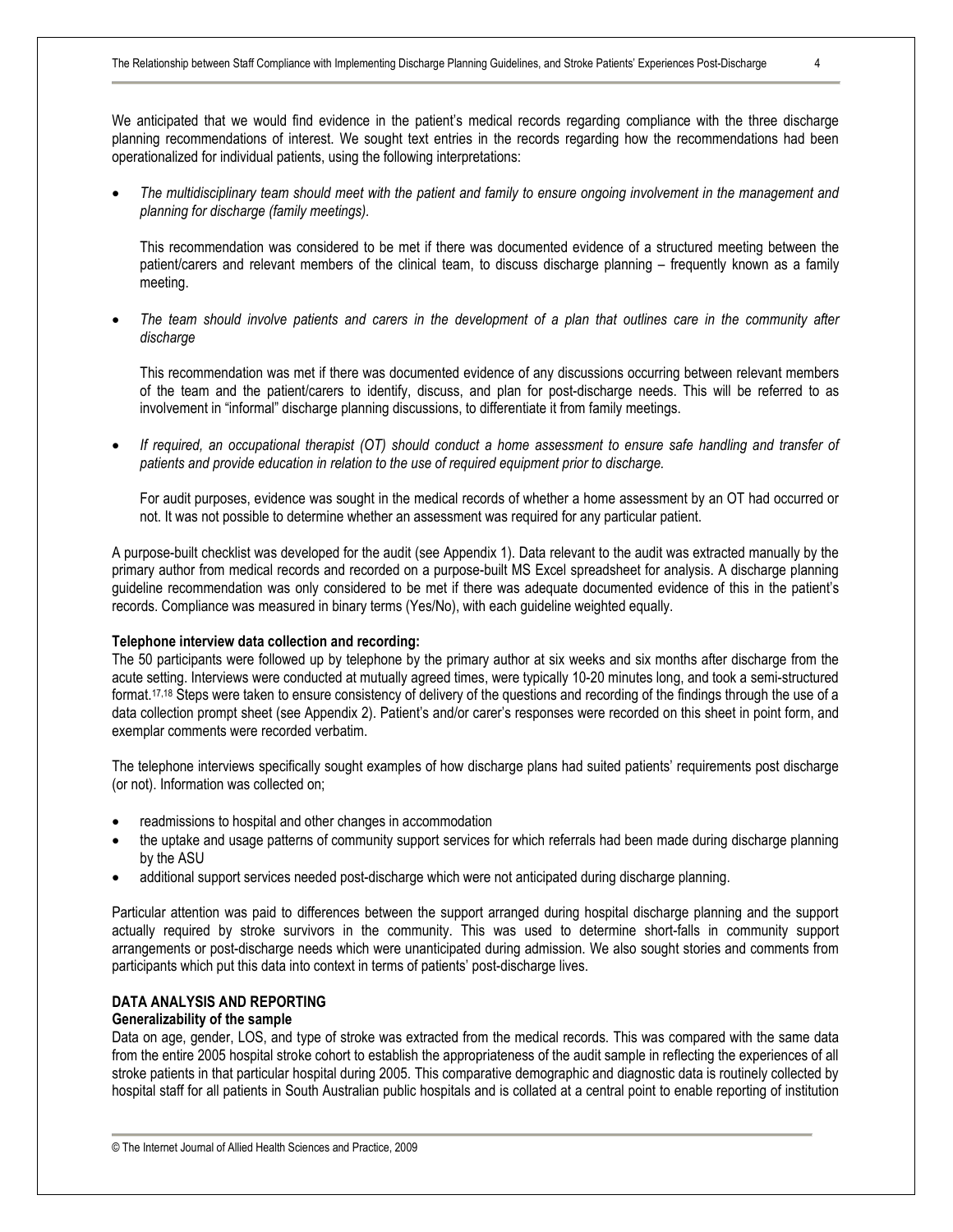We anticipated that we would find evidence in the patient's medical records regarding compliance with the three discharge planning recommendations of interest. We sought text entries in the records regarding how the recommendations had been operationalized for individual patients, using the following interpretations:

- *The multidisciplinary team should meet with the patient and family to ensure ongoing involvement in the management and planning for discharge (family meetings).*

  This recommendation was considered to be met if there was documented evidence of a structured meeting between the patient/carers and relevant members of the clinical team, to discuss discharge planning – frequently known as a family meeting.

- *The team should involve patients and carers in the development of a plan that outlines care in the community after discharge*

  This recommendation was met if there was documented evidence of any discussions occurring between relevant members of the team and the patient/carers to identify, discuss, and plan for post-discharge needs. This will be referred to as involvement in "informal" discharge planning discussions, to differentiate it from family meetings.

- *If required, an occupational therapist (OT) should conduct a home assessment to ensure safe handling and transfer of patients and provide education in relation to the use of required equipment prior to discharge.*

  For audit purposes, evidence was sought in the medical records of whether a home assessment by an OT had occurred or not. It was not possible to determine whether an assessment was required for any particular patient.

A purpose-built checklist was developed for the audit (see Appendix 1). Data relevant to the audit was extracted manually by the primary author from medical records and recorded on a purpose-built MS Excel spreadsheet for analysis. A discharge planning guideline recommendation was only considered to be met if there was adequate documented evidence of this in the patient's records. Compliance was measured in binary terms (Yes/No), with each guideline weighted equally.

**Telephone interview data collection and recording:**

The 50 participants were followed up by telephone by the primary author at six weeks and six months after discharge from the acute setting. Interviews were conducted at mutually agreed times, were typically 10-20 minutes long, and took a semi-structured format.[17,18] Steps were taken to ensure consistency of delivery of the questions and recording of the findings through the use of a data collection prompt sheet (see Appendix 2). Patient's and/or carer's responses were recorded on this sheet in point form, and exemplar comments were recorded verbatim.

The telephone interviews specifically sought examples of how discharge plans had suited patients' requirements post discharge (or not). Information was collected on;

- readmissions to hospital and other changes in accommodation
- the uptake and usage patterns of community support services for which referrals had been made during discharge planning by the ASU
- additional support services needed post-discharge which were not anticipated during discharge planning.

Particular attention was paid to differences between the support arranged during hospital discharge planning and the support actually required by stroke survivors in the community. This was used to determine short-falls in community support arrangements or post-discharge needs which were unanticipated during admission. We also sought stories and comments from participants which put this data into context in terms of patients' post-discharge lives.

## DATA ANALYSIS AND REPORTING

**Generalizability of the sample**

Data on age, gender, LOS, and type of stroke was extracted from the medical records. This was compared with the same data from the entire 2005 hospital stroke cohort to establish the appropriateness of the audit sample in reflecting the experiences of all stroke patients in that particular hospital during 2005. This comparative demographic and diagnostic data is routinely collected by hospital staff for all patients in South Australian public hospitals and is collated at a central point to enable reporting of institution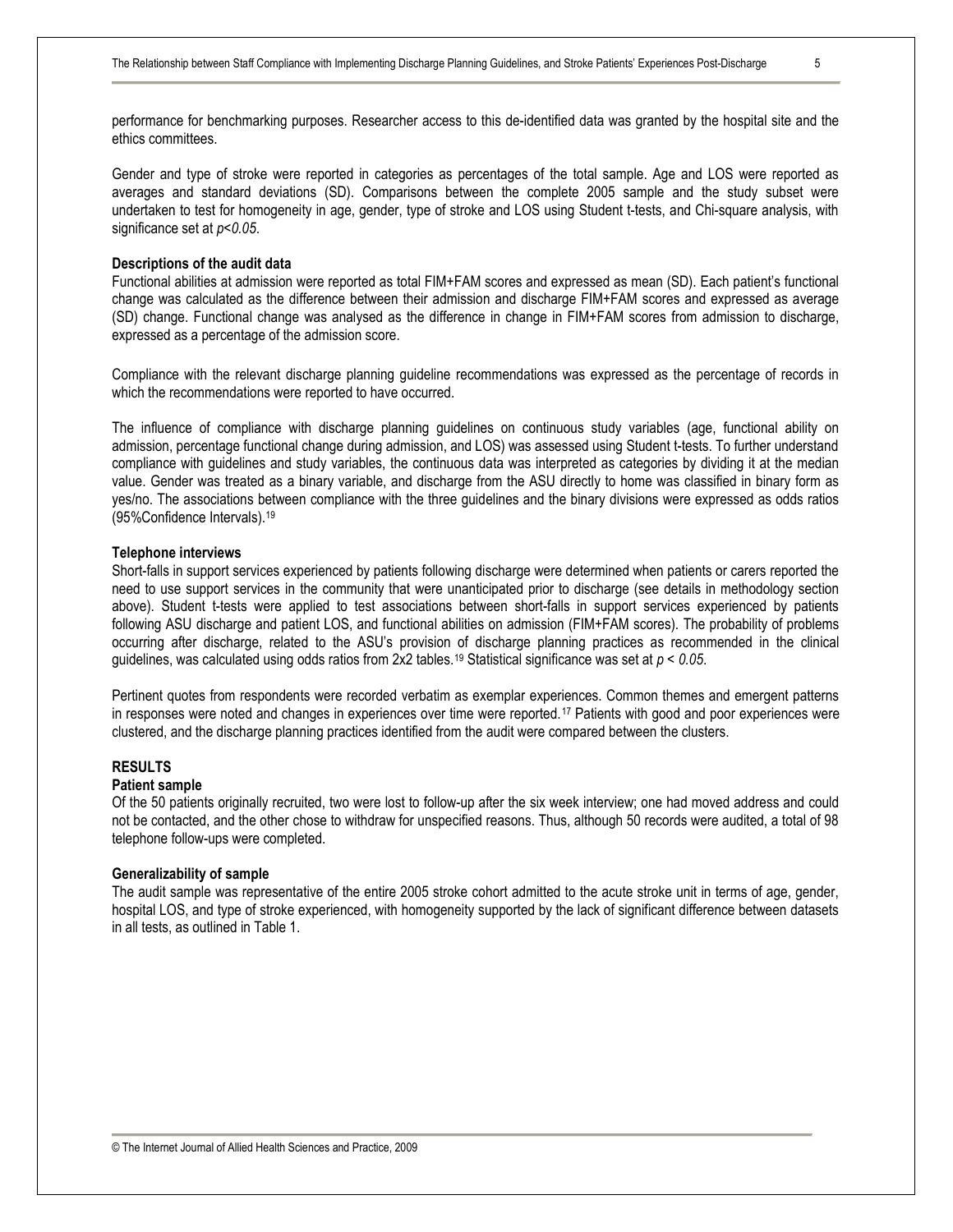performance for benchmarking purposes. Researcher access to this de-identified data was granted by the hospital site and the ethics committees.

Gender and type of stroke were reported in categories as percentages of the total sample. Age and LOS were reported as averages and standard deviations (SD). Comparisons between the complete 2005 sample and the study subset were undertaken to test for homogeneity in age, gender, type of stroke and LOS using Student t-tests, and Chi-square analysis, with significance set at $p<0.05$.

**Descriptions of the audit data**

Functional abilities at admission were reported as total FIM+FAM scores and expressed as mean (SD). Each patient's functional change was calculated as the difference between their admission and discharge FIM+FAM scores and expressed as average (SD) change. Functional change was analysed as the difference in change in FIM+FAM scores from admission to discharge, expressed as a percentage of the admission score.

Compliance with the relevant discharge planning guideline recommendations was expressed as the percentage of records in which the recommendations were reported to have occurred.

The influence of compliance with discharge planning guidelines on continuous study variables (age, functional ability on admission, percentage functional change during admission, and LOS) was assessed using Student t-tests. To further understand compliance with guidelines and study variables, the continuous data was interpreted as categories by dividing it at the median value. Gender was treated as a binary variable, and discharge from the ASU directly to home was classified in binary form as yes/no. The associations between compliance with the three guidelines and the binary divisions were expressed as odds ratios (95%Confidence Intervals).[19]

**Telephone interviews**

Short-falls in support services experienced by patients following discharge were determined when patients or carers reported the need to use support services in the community that were unanticipated prior to discharge (see details in methodology section above). Student t-tests were applied to test associations between short-falls in support services experienced by patients following ASU discharge and patient LOS, and functional abilities on admission (FIM+FAM scores). The probability of problems occurring after discharge, related to the ASU's provision of discharge planning practices as recommended in the clinical guidelines, was calculated using odds ratios from 2x2 tables.[19] Statistical significance was set at $p < 0.05$.

Pertinent quotes from respondents were recorded verbatim as exemplar experiences. Common themes and emergent patterns in responses were noted and changes in experiences over time were reported.[17] Patients with good and poor experiences were clustered, and the discharge planning practices identified from the audit were compared between the clusters.

## RESULTS

**Patient sample**

Of the 50 patients originally recruited, two were lost to follow-up after the six week interview; one had moved address and could not be contacted, and the other chose to withdraw for unspecified reasons. Thus, although 50 records were audited, a total of 98 telephone follow-ups were completed.

**Generalizability of sample**

The audit sample was representative of the entire 2005 stroke cohort admitted to the acute stroke unit in terms of age, gender, hospital LOS, and type of stroke experienced, with homogeneity supported by the lack of significant difference between datasets in all tests, as outlined in Table 1.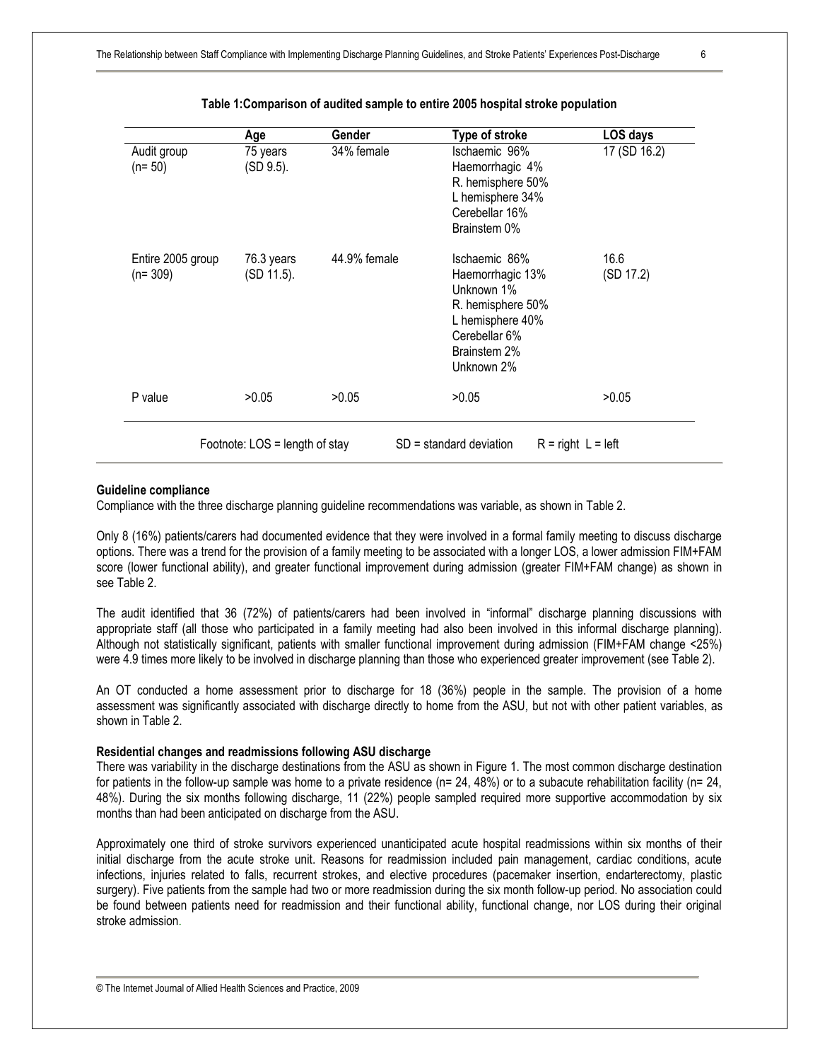**Table 1:Comparison of audited sample to entire 2005 hospital stroke population**

| | Age | Gender | Type of stroke | LOS days |
|---|---|---|---|---|
| Audit group (n= 50) | 75 years (SD 9.5). | 34% female | Ischaemic 96%<br>Haemorrhagic 4%<br>R. hemisphere 50%<br>L hemisphere 34%<br>Cerebellar 16%<br>Brainstem 0% | 17 (SD 16.2) |
| Entire 2005 group (n= 309) | 76.3 years (SD 11.5). | 44.9% female | Ischaemic 86%<br>Haemorrhagic 13%<br>Unknown 1%<br>R. hemisphere 50%<br>L hemisphere 40%<br>Cerebellar 6%<br>Brainstem 2%<br>Unknown 2% | 16.6 (SD 17.2) |
| P value | >0.05 | >0.05 | >0.05 | >0.05 |

Footnote: LOS = length of stay SD = standard deviation R = right L = left

### Guideline compliance

Compliance with the three discharge planning guideline recommendations was variable, as shown in Table 2.

Only 8 (16%) patients/carers had documented evidence that they were involved in a formal family meeting to discuss discharge options. There was a trend for the provision of a family meeting to be associated with a longer LOS, a lower admission FIM+FAM score (lower functional ability), and greater functional improvement during admission (greater FIM+FAM change) as shown in see Table 2.

The audit identified that 36 (72%) of patients/carers had been involved in "informal" discharge planning discussions with appropriate staff (all those who participated in a family meeting had also been involved in this informal discharge planning). Although not statistically significant, patients with smaller functional improvement during admission (FIM+FAM change <25%) were 4.9 times more likely to be involved in discharge planning than those who experienced greater improvement (see Table 2).

An OT conducted a home assessment prior to discharge for 18 (36%) people in the sample. The provision of a home assessment was significantly associated with discharge directly to home from the ASU, but not with other patient variables, as shown in Table 2.

### Residential changes and readmissions following ASU discharge

There was variability in the discharge destinations from the ASU as shown in Figure 1. The most common discharge destination for patients in the follow-up sample was home to a private residence (n= 24, 48%) or to a subacute rehabilitation facility (n= 24, 48%). During the six months following discharge, 11 (22%) people sampled required more supportive accommodation by six months than had been anticipated on discharge from the ASU.

Approximately one third of stroke survivors experienced unanticipated acute hospital readmissions within six months of their initial discharge from the acute stroke unit. Reasons for readmission included pain management, cardiac conditions, acute infections, injuries related to falls, recurrent strokes, and elective procedures (pacemaker insertion, endarterectomy, plastic surgery). Five patients from the sample had two or more readmission during the six month follow-up period. No association could be found between patients need for readmission and their functional ability, functional change, nor LOS during their original stroke admission.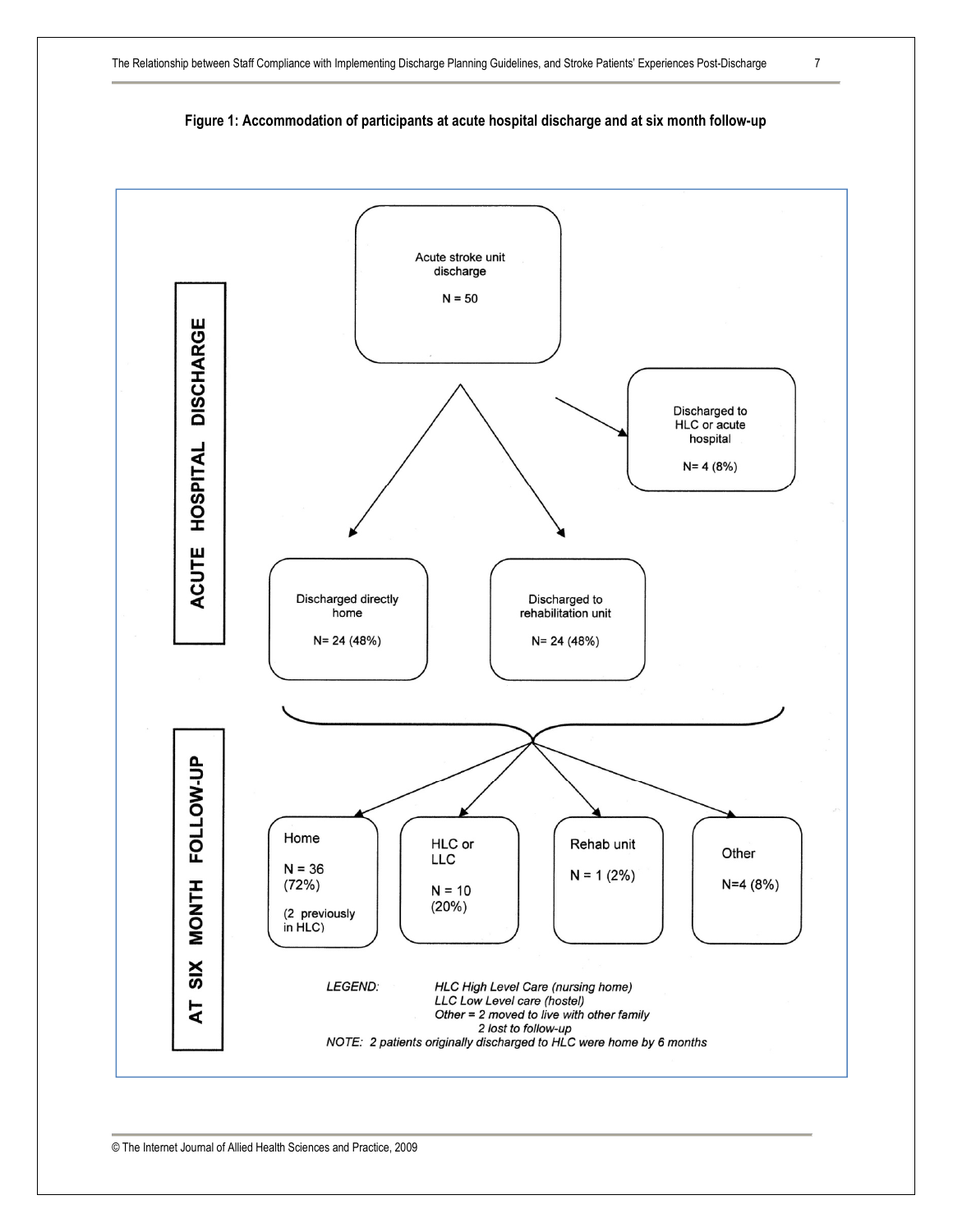**Figure 1: Accommodation of participants at acute hospital discharge and at six month follow-up**

**ACUTE HOSPITAL DISCHARGE**

Acute stroke unit discharge

N = 50

Discharged directly home

N= 24 (48%)

Discharged to rehabilitation unit

N= 24 (48%)

Discharged to HLC or acute hospital

N= 4 (8%)

**AT SIX MONTH FOLLOW-UP**

Home

N = 36 (72%)

(2 previously in HLC)

HLC or LLC

N = 10 (20%)

Rehab unit

N = 1 (2%)

Other

N=4 (8%)

*LEGEND:*

*HLC High Level Care (nursing home)*
*LLC Low Level care (hostel)*
*Other = 2 moved to live with other family*
*2 lost to follow-up*

*NOTE: 2 patients originally discharged to HLC were home by 6 months*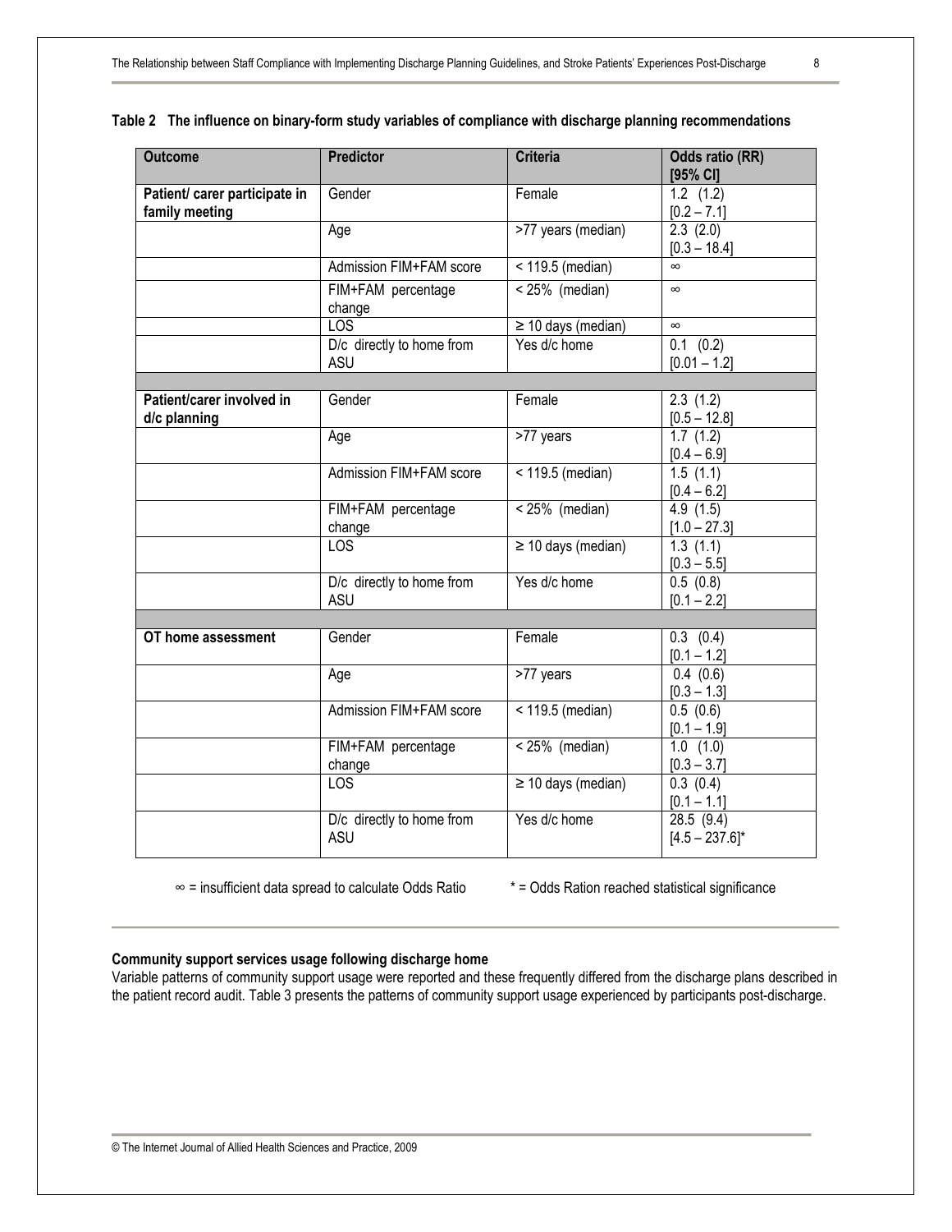**Table 2 The influence on binary-form study variables of compliance with discharge planning recommendations**

| Outcome | Predictor | Criteria | Odds ratio (RR) [95% CI] |
|---|---|---|---|
| **Patient/ carer participate in family meeting** | Gender | Female | 1.2 (1.2) [0.2 – 7.1] |
| | Age | >77 years (median) | 2.3 (2.0) [0.3 – 18.4] |
| | Admission FIM+FAM score | < 119.5 (median) | ∞ |
| | FIM+FAM percentage change | < 25% (median) | ∞ |
| | LOS | ≥ 10 days (median) | ∞ |
| | D/c directly to home from ASU | Yes d/c home | 0.1 (0.2) [0.01 – 1.2] |
| | | | |
| **Patient/carer involved in d/c planning** | Gender | Female | 2.3 (1.2) [0.5 – 12.8] |
| | Age | >77 years | 1.7 (1.2) [0.4 – 6.9] |
| | Admission FIM+FAM score | < 119.5 (median) | 1.5 (1.1) [0.4 – 6.2] |
| | FIM+FAM percentage change | < 25% (median) | 4.9 (1.5) [1.0 – 27.3] |
| | LOS | ≥ 10 days (median) | 1.3 (1.1) [0.3 – 5.5] |
| | D/c directly to home from ASU | Yes d/c home | 0.5 (0.8) [0.1 – 2.2] |
| | | | |
| **OT home assessment** | Gender | Female | 0.3 (0.4) [0.1 – 1.2] |
| | Age | >77 years | 0.4 (0.6) [0.3 – 1.3] |
| | Admission FIM+FAM score | < 119.5 (median) | 0.5 (0.6) [0.1 – 1.9] |
| | FIM+FAM percentage change | < 25% (median) | 1.0 (1.0) [0.3 – 3.7] |
| | LOS | ≥ 10 days (median) | 0.3 (0.4) [0.1 – 1.1] |
| | D/c directly to home from ASU | Yes d/c home | 28.5 (9.4) [4.5 – 237.6]* |

∞ = insufficient data spread to calculate Odds Ratio  * = Odds Ration reached statistical significance

**Community support services usage following discharge home**

Variable patterns of community support usage were reported and these frequently differed from the discharge plans described in the patient record audit. Table 3 presents the patterns of community support usage experienced by participants post-discharge.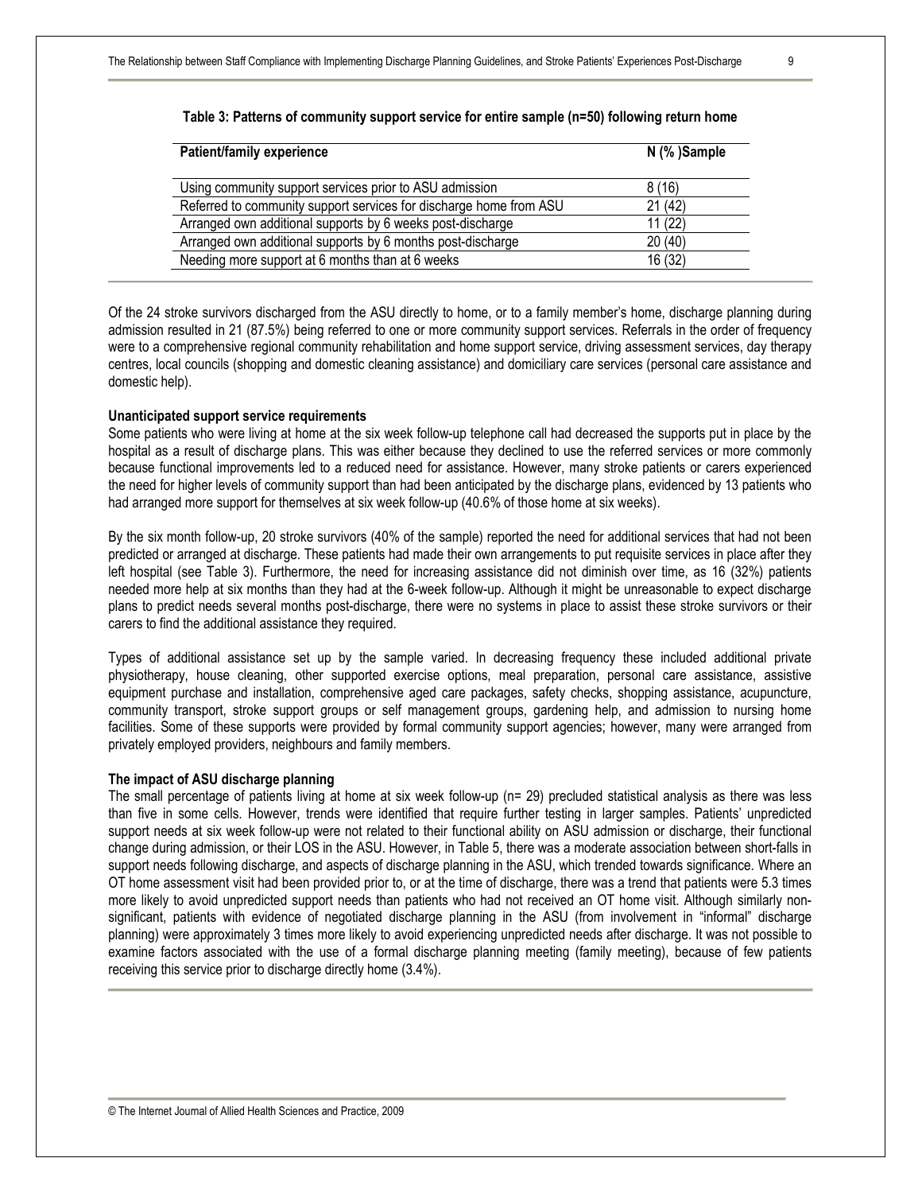**Table 3: Patterns of community support service for entire sample (n=50) following return home**

| Patient/family experience | N (% )Sample |
|---|---|
| Using community support services prior to ASU admission | 8 (16) |
| Referred to community support services for discharge home from ASU | 21 (42) |
| Arranged own additional supports by 6 weeks post-discharge | 11 (22) |
| Arranged own additional supports by 6 months post-discharge | 20 (40) |
| Needing more support at 6 months than at 6 weeks | 16 (32) |

Of the 24 stroke survivors discharged from the ASU directly to home, or to a family member's home, discharge planning during admission resulted in 21 (87.5%) being referred to one or more community support services. Referrals in the order of frequency were to a comprehensive regional community rehabilitation and home support service, driving assessment services, day therapy centres, local councils (shopping and domestic cleaning assistance) and domiciliary care services (personal care assistance and domestic help).

**Unanticipated support service requirements**

Some patients who were living at home at the six week follow-up telephone call had decreased the supports put in place by the hospital as a result of discharge plans. This was either because they declined to use the referred services or more commonly because functional improvements led to a reduced need for assistance. However, many stroke patients or carers experienced the need for higher levels of community support than had been anticipated by the discharge plans, evidenced by 13 patients who had arranged more support for themselves at six week follow-up (40.6% of those home at six weeks).

By the six month follow-up, 20 stroke survivors (40% of the sample) reported the need for additional services that had not been predicted or arranged at discharge. These patients had made their own arrangements to put requisite services in place after they left hospital (see Table 3). Furthermore, the need for increasing assistance did not diminish over time, as 16 (32%) patients needed more help at six months than they had at the 6-week follow-up. Although it might be unreasonable to expect discharge plans to predict needs several months post-discharge, there were no systems in place to assist these stroke survivors or their carers to find the additional assistance they required.

Types of additional assistance set up by the sample varied. In decreasing frequency these included additional private physiotherapy, house cleaning, other supported exercise options, meal preparation, personal care assistance, assistive equipment purchase and installation, comprehensive aged care packages, safety checks, shopping assistance, acupuncture, community transport, stroke support groups or self management groups, gardening help, and admission to nursing home facilities. Some of these supports were provided by formal community support agencies; however, many were arranged from privately employed providers, neighbours and family members.

**The impact of ASU discharge planning**

The small percentage of patients living at home at six week follow-up (n= 29) precluded statistical analysis as there was less than five in some cells. However, trends were identified that require further testing in larger samples. Patients' unpredicted support needs at six week follow-up were not related to their functional ability on ASU admission or discharge, their functional change during admission, or their LOS in the ASU. However, in Table 5, there was a moderate association between short-falls in support needs following discharge, and aspects of discharge planning in the ASU, which trended towards significance. Where an OT home assessment visit had been provided prior to, or at the time of discharge, there was a trend that patients were 5.3 times more likely to avoid unpredicted support needs than patients who had not received an OT home visit. Although similarly non-significant, patients with evidence of negotiated discharge planning in the ASU (from involvement in "informal" discharge planning) were approximately 3 times more likely to avoid experiencing unpredicted needs after discharge. It was not possible to examine factors associated with the use of a formal discharge planning meeting (family meeting), because of few patients receiving this service prior to discharge directly home (3.4%).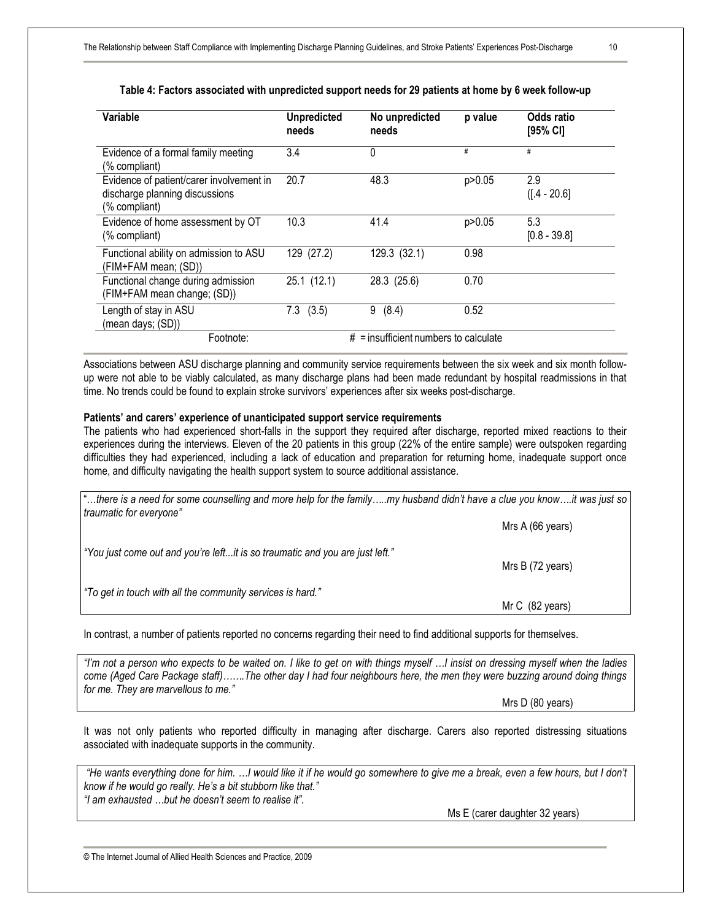**Table 4: Factors associated with unpredicted support needs for 29 patients at home by 6 week follow-up**

| Variable | Unpredicted needs | No unpredicted needs | p value | Odds ratio [95% CI] |
|---|---|---|---|---|
| Evidence of a formal family meeting (% compliant) | 3.4 | 0 | # | # |
| Evidence of patient/carer involvement in discharge planning discussions (% compliant) | 20.7 | 48.3 | p>0.05 | 2.9 ([.4 - 20.6] |
| Evidence of home assessment by OT (% compliant) | 10.3 | 41.4 | p>0.05 | 5.3 [0.8 - 39.8] |
| Functional ability on admission to ASU (FIM+FAM mean; (SD)) | 129 (27.2) | 129.3 (32.1) | 0.98 | |
| Functional change during admission (FIM+FAM mean change; (SD)) | 25.1 (12.1) | 28.3 (25.6) | 0.70 | |
| Length of stay in ASU (mean days; (SD)) | 7.3 (3.5) | 9 (8.4) | 0.52 | |

Footnote: # = insufficient numbers to calculate

Associations between ASU discharge planning and community service requirements between the six week and six month follow-up were not able to be viably calculated, as many discharge plans had been made redundant by hospital readmissions in that time. No trends could be found to explain stroke survivors' experiences after six weeks post-discharge.

**Patients' and carers' experience of unanticipated support service requirements**

The patients who had experienced short-falls in the support they required after discharge, reported mixed reactions to their experiences during the interviews. Eleven of the 20 patients in this group (22% of the entire sample) were outspoken regarding difficulties they had experienced, including a lack of education and preparation for returning home, inadequate support once home, and difficulty navigating the health support system to source additional assistance.

*"…there is a need for some counselling and more help for the family…..my husband didn't have a clue you know….it was just so traumatic for everyone"*

Mrs A (66 years)

*"You just come out and you're left...it is so traumatic and you are just left."*

Mrs B (72 years)

*"To get in touch with all the community services is hard."*

Mr C (82 years)

In contrast, a number of patients reported no concerns regarding their need to find additional supports for themselves.

*"I'm not a person who expects to be waited on. I like to get on with things myself …I insist on dressing myself when the ladies come (Aged Care Package staff)…….The other day I had four neighbours here, the men they were buzzing around doing things for me. They are marvellous to me."*

Mrs D (80 years)

It was not only patients who reported difficulty in managing after discharge. Carers also reported distressing situations associated with inadequate supports in the community.

*"He wants everything done for him. …I would like it if he would go somewhere to give me a break, even a few hours, but I don't know if he would go really. He's a bit stubborn like that."*
*"I am exhausted …but he doesn't seem to realise it".*

Ms E (carer daughter 32 years)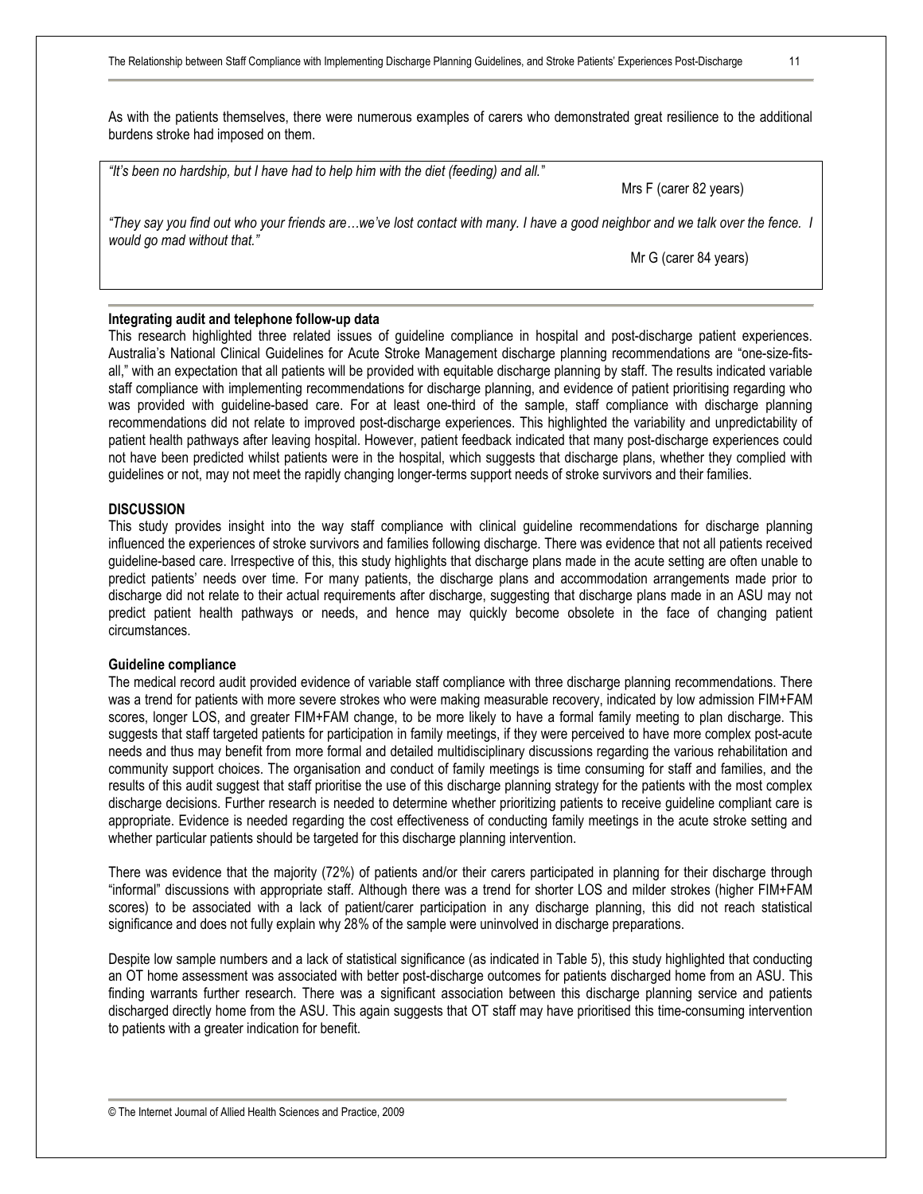As with the patients themselves, there were numerous examples of carers who demonstrated great resilience to the additional burdens stroke had imposed on them.

> *"It's been no hardship, but I have had to help him with the diet (feeding) and all."*
>
> Mrs F (carer 82 years)
>
> *"They say you find out who your friends are…we've lost contact with many. I have a good neighbor and we talk over the fence. I would go mad without that."*
>
> Mr G (carer 84 years)

**Integrating audit and telephone follow-up data**

This research highlighted three related issues of guideline compliance in hospital and post-discharge patient experiences. Australia's National Clinical Guidelines for Acute Stroke Management discharge planning recommendations are "one-size-fits-all," with an expectation that all patients will be provided with equitable discharge planning by staff. The results indicated variable staff compliance with implementing recommendations for discharge planning, and evidence of patient prioritising regarding who was provided with guideline-based care. For at least one-third of the sample, staff compliance with discharge planning recommendations did not relate to improved post-discharge experiences. This highlighted the variability and unpredictability of patient health pathways after leaving hospital. However, patient feedback indicated that many post-discharge experiences could not have been predicted whilst patients were in the hospital, which suggests that discharge plans, whether they complied with guidelines or not, may not meet the rapidly changing longer-terms support needs of stroke survivors and their families.

## DISCUSSION

This study provides insight into the way staff compliance with clinical guideline recommendations for discharge planning influenced the experiences of stroke survivors and families following discharge. There was evidence that not all patients received guideline-based care. Irrespective of this, this study highlights that discharge plans made in the acute setting are often unable to predict patients' needs over time. For many patients, the discharge plans and accommodation arrangements made prior to discharge did not relate to their actual requirements after discharge, suggesting that discharge plans made in an ASU may not predict patient health pathways or needs, and hence may quickly become obsolete in the face of changing patient circumstances.

**Guideline compliance**

The medical record audit provided evidence of variable staff compliance with three discharge planning recommendations. There was a trend for patients with more severe strokes who were making measurable recovery, indicated by low admission FIM+FAM scores, longer LOS, and greater FIM+FAM change, to be more likely to have a formal family meeting to plan discharge. This suggests that staff targeted patients for participation in family meetings, if they were perceived to have more complex post-acute needs and thus may benefit from more formal and detailed multidisciplinary discussions regarding the various rehabilitation and community support choices. The organisation and conduct of family meetings is time consuming for staff and families, and the results of this audit suggest that staff prioritise the use of this discharge planning strategy for the patients with the most complex discharge decisions. Further research is needed to determine whether prioritizing patients to receive guideline compliant care is appropriate. Evidence is needed regarding the cost effectiveness of conducting family meetings in the acute stroke setting and whether particular patients should be targeted for this discharge planning intervention.

There was evidence that the majority (72%) of patients and/or their carers participated in planning for their discharge through "informal" discussions with appropriate staff. Although there was a trend for shorter LOS and milder strokes (higher FIM+FAM scores) to be associated with a lack of patient/carer participation in any discharge planning, this did not reach statistical significance and does not fully explain why 28% of the sample were uninvolved in discharge preparations.

Despite low sample numbers and a lack of statistical significance (as indicated in Table 5), this study highlighted that conducting an OT home assessment was associated with better post-discharge outcomes for patients discharged home from an ASU. This finding warrants further research. There was a significant association between this discharge planning service and patients discharged directly home from the ASU. This again suggests that OT staff may have prioritised this time-consuming intervention to patients with a greater indication for benefit.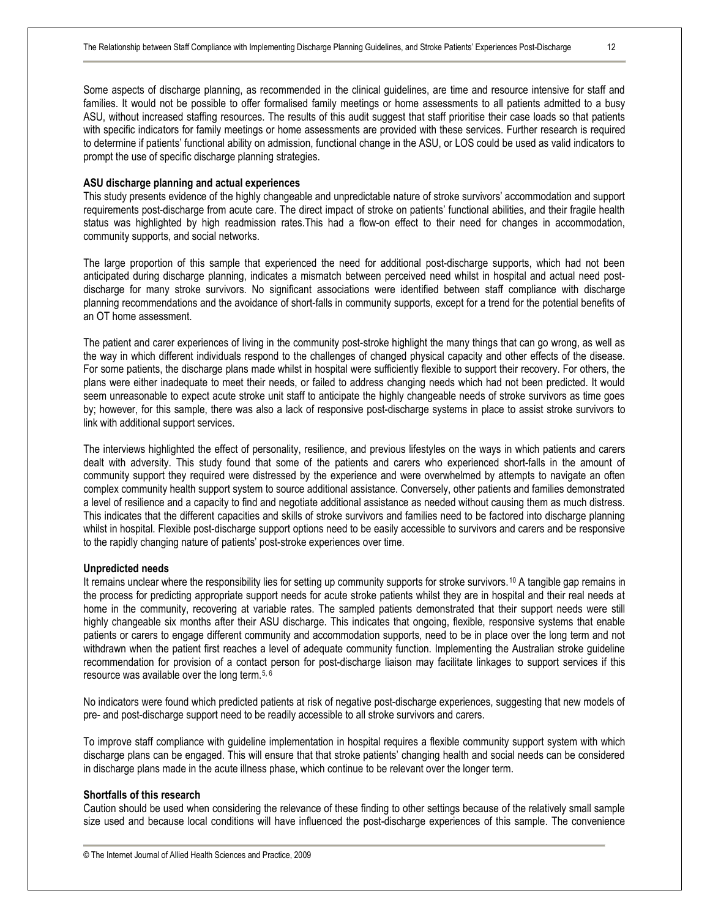Some aspects of discharge planning, as recommended in the clinical guidelines, are time and resource intensive for staff and families. It would not be possible to offer formalised family meetings or home assessments to all patients admitted to a busy ASU, without increased staffing resources. The results of this audit suggest that staff prioritise their case loads so that patients with specific indicators for family meetings or home assessments are provided with these services. Further research is required to determine if patients' functional ability on admission, functional change in the ASU, or LOS could be used as valid indicators to prompt the use of specific discharge planning strategies.

**ASU discharge planning and actual experiences**

This study presents evidence of the highly changeable and unpredictable nature of stroke survivors' accommodation and support requirements post-discharge from acute care. The direct impact of stroke on patients' functional abilities, and their fragile health status was highlighted by high readmission rates.This had a flow-on effect to their need for changes in accommodation, community supports, and social networks.

The large proportion of this sample that experienced the need for additional post-discharge supports, which had not been anticipated during discharge planning, indicates a mismatch between perceived need whilst in hospital and actual need post-discharge for many stroke survivors. No significant associations were identified between staff compliance with discharge planning recommendations and the avoidance of short-falls in community supports, except for a trend for the potential benefits of an OT home assessment.

The patient and carer experiences of living in the community post-stroke highlight the many things that can go wrong, as well as the way in which different individuals respond to the challenges of changed physical capacity and other effects of the disease. For some patients, the discharge plans made whilst in hospital were sufficiently flexible to support their recovery. For others, the plans were either inadequate to meet their needs, or failed to address changing needs which had not been predicted. It would seem unreasonable to expect acute stroke unit staff to anticipate the highly changeable needs of stroke survivors as time goes by; however, for this sample, there was also a lack of responsive post-discharge systems in place to assist stroke survivors to link with additional support services.

The interviews highlighted the effect of personality, resilience, and previous lifestyles on the ways in which patients and carers dealt with adversity. This study found that some of the patients and carers who experienced short-falls in the amount of community support they required were distressed by the experience and were overwhelmed by attempts to navigate an often complex community health support system to source additional assistance. Conversely, other patients and families demonstrated a level of resilience and a capacity to find and negotiate additional assistance as needed without causing them as much distress. This indicates that the different capacities and skills of stroke survivors and families need to be factored into discharge planning whilst in hospital. Flexible post-discharge support options need to be easily accessible to survivors and carers and be responsive to the rapidly changing nature of patients' post-stroke experiences over time.

**Unpredicted needs**

It remains unclear where the responsibility lies for setting up community supports for stroke survivors.[10] A tangible gap remains in the process for predicting appropriate support needs for acute stroke patients whilst they are in hospital and their real needs at home in the community, recovering at variable rates. The sampled patients demonstrated that their support needs were still highly changeable six months after their ASU discharge. This indicates that ongoing, flexible, responsive systems that enable patients or carers to engage different community and accommodation supports, need to be in place over the long term and not withdrawn when the patient first reaches a level of adequate community function. Implementing the Australian stroke guideline recommendation for provision of a contact person for post-discharge liaison may facilitate linkages to support services if this resource was available over the long term.[5, 6]

No indicators were found which predicted patients at risk of negative post-discharge experiences, suggesting that new models of pre- and post-discharge support need to be readily accessible to all stroke survivors and carers.

To improve staff compliance with guideline implementation in hospital requires a flexible community support system with which discharge plans can be engaged. This will ensure that that stroke patients' changing health and social needs can be considered in discharge plans made in the acute illness phase, which continue to be relevant over the longer term.

**Shortfalls of this research**

Caution should be used when considering the relevance of these finding to other settings because of the relatively small sample size used and because local conditions will have influenced the post-discharge experiences of this sample. The convenience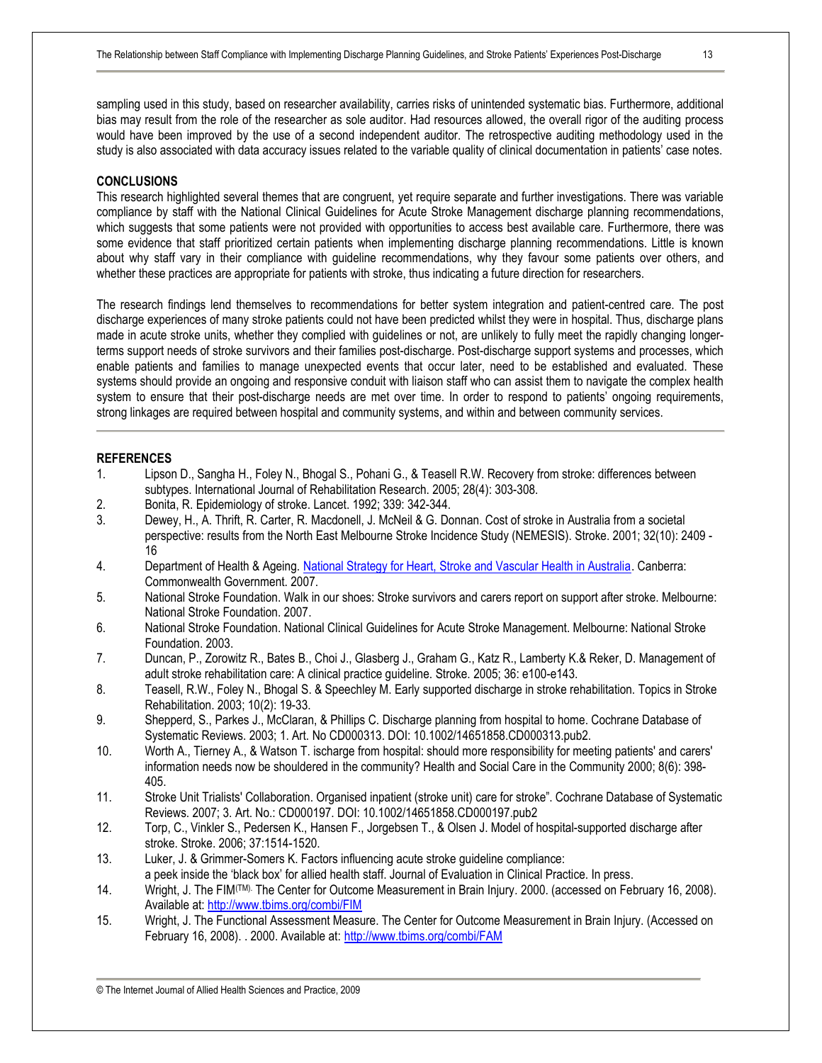sampling used in this study, based on researcher availability, carries risks of unintended systematic bias. Furthermore, additional bias may result from the role of the researcher as sole auditor. Had resources allowed, the overall rigor of the auditing process would have been improved by the use of a second independent auditor. The retrospective auditing methodology used in the study is also associated with data accuracy issues related to the variable quality of clinical documentation in patients' case notes.

## CONCLUSIONS

This research highlighted several themes that are congruent, yet require separate and further investigations. There was variable compliance by staff with the National Clinical Guidelines for Acute Stroke Management discharge planning recommendations, which suggests that some patients were not provided with opportunities to access best available care. Furthermore, there was some evidence that staff prioritized certain patients when implementing discharge planning recommendations. Little is known about why staff vary in their compliance with guideline recommendations, why they favour some patients over others, and whether these practices are appropriate for patients with stroke, thus indicating a future direction for researchers.

The research findings lend themselves to recommendations for better system integration and patient-centred care. The post discharge experiences of many stroke patients could not have been predicted whilst they were in hospital. Thus, discharge plans made in acute stroke units, whether they complied with guidelines or not, are unlikely to fully meet the rapidly changing longer-terms support needs of stroke survivors and their families post-discharge. Post-discharge support systems and processes, which enable patients and families to manage unexpected events that occur later, need to be established and evaluated. These systems should provide an ongoing and responsive conduit with liaison staff who can assist them to navigate the complex health system to ensure that their post-discharge needs are met over time. In order to respond to patients' ongoing requirements, strong linkages are required between hospital and community systems, and within and between community services.

## REFERENCES

1. Lipson D., Sangha H., Foley N., Bhogal S., Pohani G., & Teasell R.W. Recovery from stroke: differences between subtypes. International Journal of Rehabilitation Research. 2005; 28(4): 303-308.
2. Bonita, R. Epidemiology of stroke. Lancet. 1992; 339: 342-344.
3. Dewey, H., A. Thrift, R. Carter, R. Macdonell, J. McNeil & G. Donnan. Cost of stroke in Australia from a societal perspective: results from the North East Melbourne Stroke Incidence Study (NEMESIS). Stroke. 2001; 32(10): 2409 - 16
4. Department of Health & Ageing. National Strategy for Heart, Stroke and Vascular Health in Australia. Canberra: Commonwealth Government. 2007.
5. National Stroke Foundation. Walk in our shoes: Stroke survivors and carers report on support after stroke. Melbourne: National Stroke Foundation. 2007.
6. National Stroke Foundation. National Clinical Guidelines for Acute Stroke Management. Melbourne: National Stroke Foundation. 2003.
7. Duncan, P., Zorowitz R., Bates B., Choi J., Glasberg J., Graham G., Katz R., Lamberty K.& Reker, D. Management of adult stroke rehabilitation care: A clinical practice guideline. Stroke. 2005; 36: e100-e143.
8. Teasell, R.W., Foley N., Bhogal S. & Speechley M. Early supported discharge in stroke rehabilitation. Topics in Stroke Rehabilitation. 2003; 10(2): 19-33.
9. Shepperd, S., Parkes J., McClaran, & Phillips C. Discharge planning from hospital to home. Cochrane Database of Systematic Reviews. 2003; 1. Art. No CD000313. DOI: 10.1002/14651858.CD000313.pub2.
10. Worth A., Tierney A., & Watson T. ischarge from hospital: should more responsibility for meeting patients' and carers' information needs now be shouldered in the community? Health and Social Care in the Community 2000; 8(6): 398-405.
11. Stroke Unit Trialists' Collaboration. Organised inpatient (stroke unit) care for stroke". Cochrane Database of Systematic Reviews. 2007; 3. Art. No.: CD000197. DOI: 10.1002/14651858.CD000197.pub2
12. Torp, C., Vinkler S., Pedersen K., Hansen F., Jorgebsen T., & Olsen J. Model of hospital-supported discharge after stroke. Stroke. 2006; 37:1514-1520.
13. Luker, J. & Grimmer-Somers K. Factors influencing acute stroke guideline compliance: a peek inside the 'black box' for allied health staff. Journal of Evaluation in Clinical Practice. In press.
14. Wright, J. The FIM(TM). The Center for Outcome Measurement in Brain Injury. 2000. (accessed on February 16, 2008). Available at: http://www.tbims.org/combi/FIM
15. Wright, J. The Functional Assessment Measure. The Center for Outcome Measurement in Brain Injury. (Accessed on February 16, 2008). . 2000. Available at: http://www.tbims.org/combi/FAM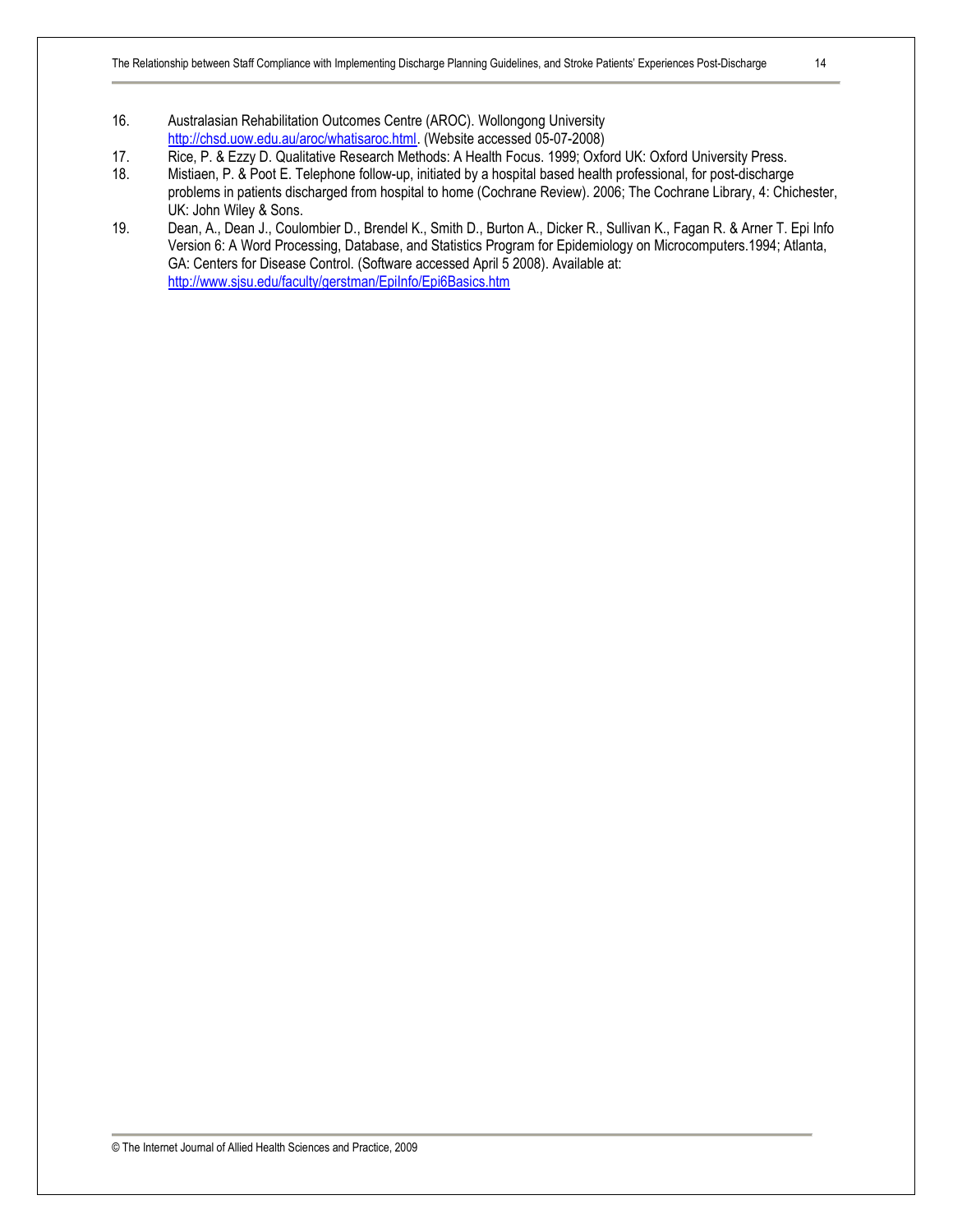16. Australasian Rehabilitation Outcomes Centre (AROC). Wollongong University http://chsd.uow.edu.au/aroc/whatisaroc.html. (Website accessed 05-07-2008)
17. Rice, P. & Ezzy D. Qualitative Research Methods: A Health Focus. 1999; Oxford UK: Oxford University Press.
18. Mistiaen, P. & Poot E. Telephone follow-up, initiated by a hospital based health professional, for post-discharge problems in patients discharged from hospital to home (Cochrane Review). 2006; The Cochrane Library, 4: Chichester, UK: John Wiley & Sons.
19. Dean, A., Dean J., Coulombier D., Brendel K., Smith D., Burton A., Dicker R., Sullivan K., Fagan R. & Arner T. Epi Info Version 6: A Word Processing, Database, and Statistics Program for Epidemiology on Microcomputers.1994; Atlanta, GA: Centers for Disease Control. (Software accessed April 5 2008). Available at: http://www.sjsu.edu/faculty/gerstman/EpiInfo/Epi6Basics.htm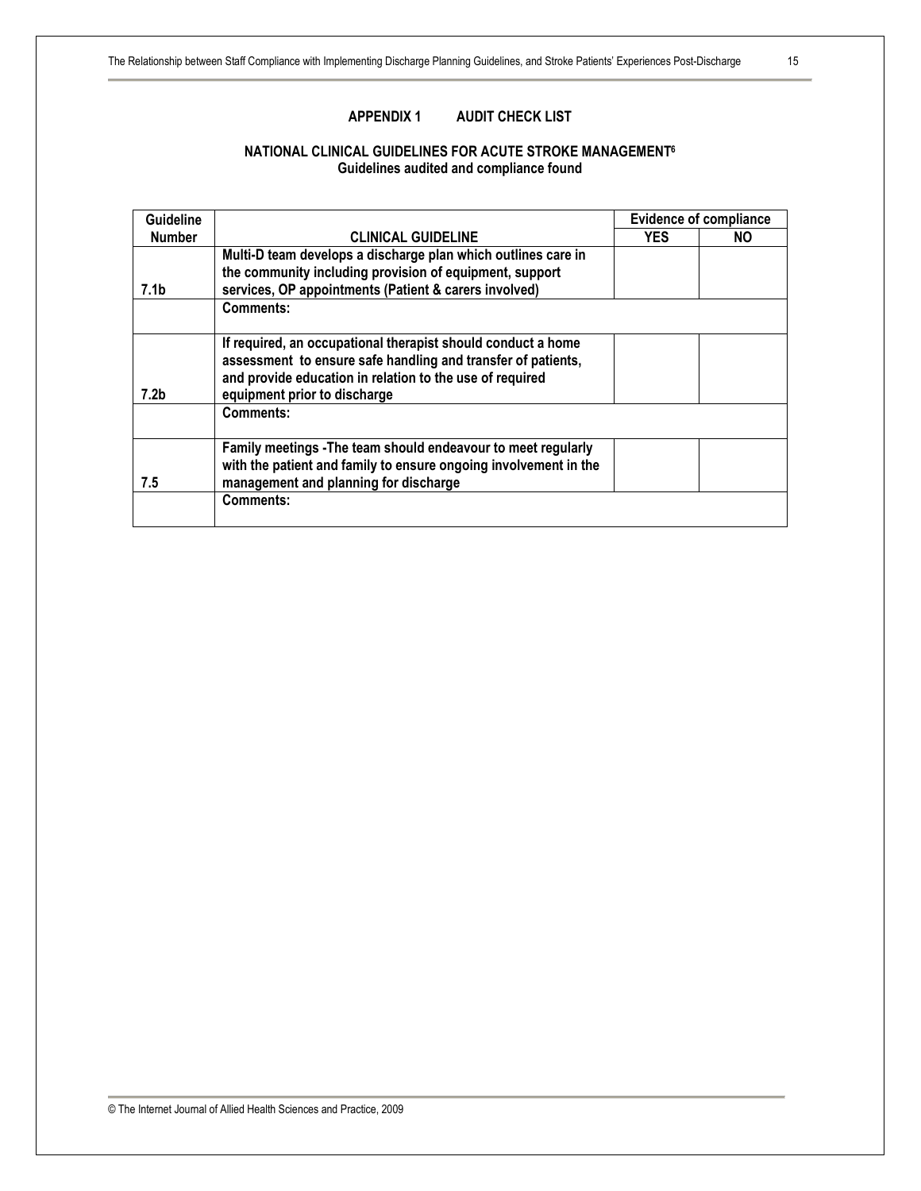## APPENDIX 1 AUDIT CHECK LIST

### NATIONAL CLINICAL GUIDELINES FOR ACUTE STROKE MANAGEMENT[6]

**Guidelines audited and compliance found**

| Guideline Number | CLINICAL GUIDELINE | Evidence of compliance | |
|---|---|---|---|
| | | YES | NO |
| 7.1b | Multi-D team develops a discharge plan which outlines care in the community including provision of equipment, support services, OP appointments (Patient & carers involved) | | |
| | Comments: | | |
| 7.2b | If required, an occupational therapist should conduct a home assessment to ensure safe handling and transfer of patients, and provide education in relation to the use of required equipment prior to discharge | | |
| | Comments: | | |
| 7.5 | Family meetings -The team should endeavour to meet regularly with the patient and family to ensure ongoing involvement in the management and planning for discharge | | |
| | Comments: | | |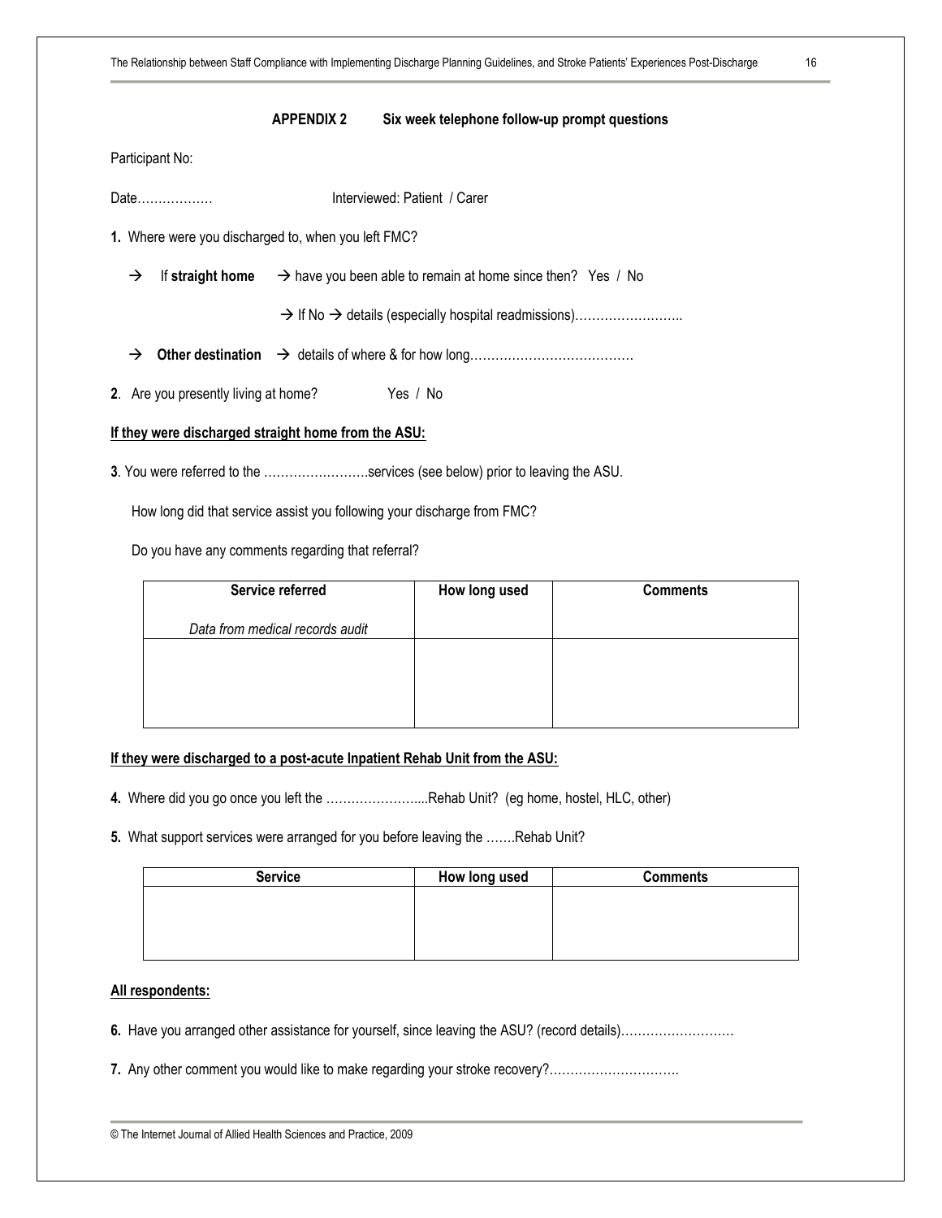## APPENDIX 2 Six week telephone follow-up prompt questions

Participant No:

Date……………… Interviewed: Patient / Carer

**1.** Where were you discharged to, when you left FMC?

→ If **straight home** → have you been able to remain at home since then? Yes / No

→ If No → details (especially hospital readmissions)……………………..

→ **Other destination** → details of where & for how long…………………………………

**2**. Are you presently living at home? Yes / No

**If they were discharged straight home from the ASU:**

**3**. You were referred to the …………………….services (see below) prior to leaving the ASU.

How long did that service assist you following your discharge from FMC?

Do you have any comments regarding that referral?

| Service referred<br>*Data from medical records audit* | How long used | Comments |
|---|---|---|
| | | |

**If they were discharged to a post-acute Inpatient Rehab Unit from the ASU:**

**4.** Where did you go once you left the …………………....Rehab Unit? (eg home, hostel, HLC, other)

**5.** What support services were arranged for you before leaving the …….Rehab Unit?

| Service | How long used | Comments |
|---|---|---|
| | | |

**All respondents:**

**6.** Have you arranged other assistance for yourself, since leaving the ASU? (record details)………………………

**7.** Any other comment you would like to make regarding your stroke recovery?………………………….